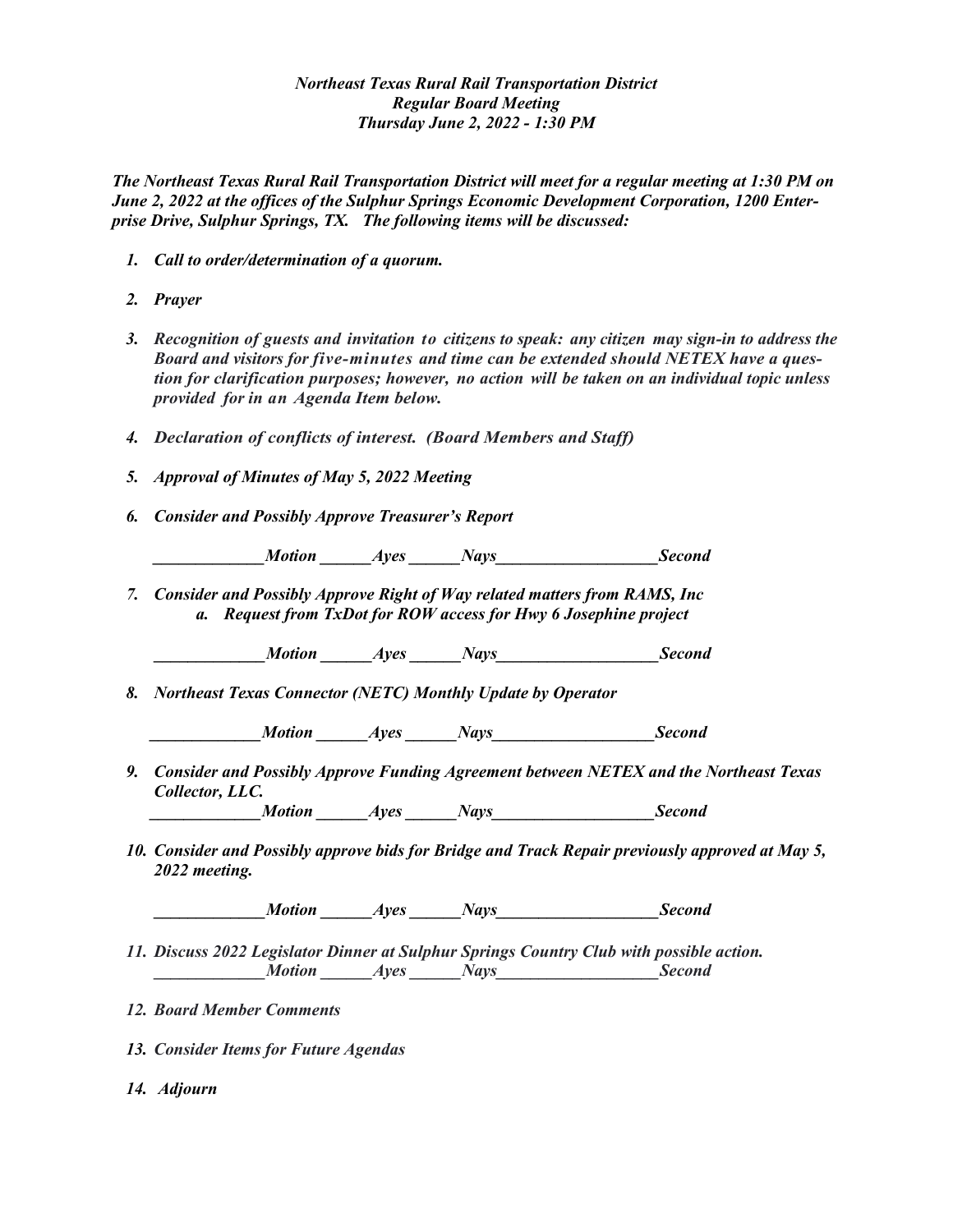***Northeast Texas Rural Rail Transportation District***
***Regular Board Meeting***
***Thursday June 2, 2022 - 1:30 PM***

***The Northeast Texas Rural Rail Transportation District will meet for a regular meeting at 1:30 PM on June 2, 2022 at the offices of the Sulphur Springs Economic Development Corporation, 1200 Enterprise Drive, Sulphur Springs, TX. The following items will be discussed:***

1. ***Call to order/determination of a quorum.***

2. ***Prayer***

3. ***Recognition of guests and invitation to citizens to speak: any citizen may sign-in to address the Board and visitors for five-minutes and time can be extended should NETEX have a question for clarification purposes; however, no action will be taken on an individual topic unless provided for in an Agenda Item below.***

4. ***Declaration of conflicts of interest. (Board Members and Staff)***

5. ***Approval of Minutes of May 5, 2022 Meeting***

6. ***Consider and Possibly Approve Treasurer's Report***

   ***_____________Motion ______Ayes ______Nays___________________Second***

7. ***Consider and Possibly Approve Right of Way related matters from RAMS, Inc***
   a. ***Request from TxDot for ROW access for Hwy 6 Josephine project***

   ***_____________Motion ______Ayes ______Nays___________________Second***

8. ***Northeast Texas Connector (NETC) Monthly Update by Operator***

   ***_____________Motion ______Ayes ______Nays___________________Second***

9. ***Consider and Possibly Approve Funding Agreement between NETEX and the Northeast Texas Collector, LLC.***

   ***_____________Motion ______Ayes ______Nays___________________Second***

10. ***Consider and Possibly approve bids for Bridge and Track Repair previously approved at May 5, 2022 meeting.***

    ***_____________Motion ______Ayes ______Nays___________________Second***

11. ***Discuss 2022 Legislator Dinner at Sulphur Springs Country Club with possible action.***

    ***_____________Motion ______Ayes ______Nays___________________Second***

12. ***Board Member Comments***

13. ***Consider Items for Future Agendas***

14. ***Adjourn***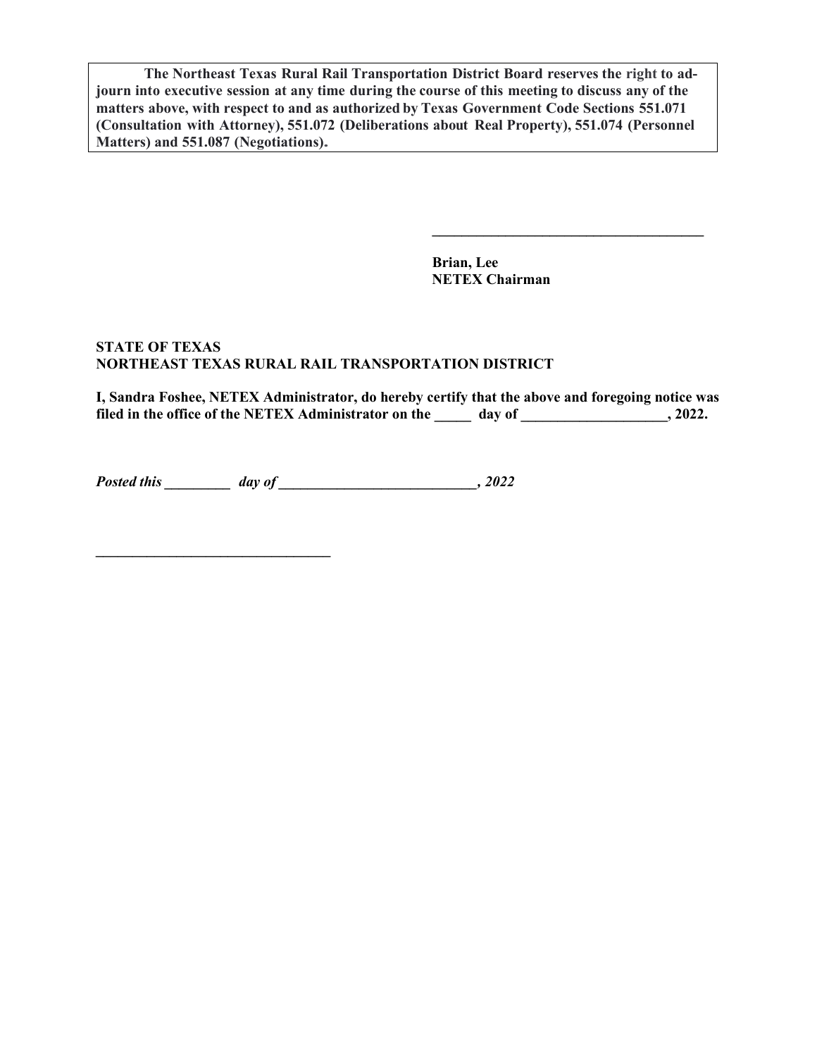**The Northeast Texas Rural Rail Transportation District Board reserves the right to adjourn into executive session at any time during the course of this meeting to discuss any of the matters above, with respect to and as authorized by Texas Government Code Sections 551.071 (Consultation with Attorney), 551.072 (Deliberations about Real Property), 551.074 (Personnel Matters) and 551.087 (Negotiations).**

______________________________________

**Brian, Lee**
**NETEX Chairman**

**STATE OF TEXAS**
**NORTHEAST TEXAS RURAL RAIL TRANSPORTATION DISTRICT**

**I, Sandra Foshee, NETEX Administrator, do hereby certify that the above and foregoing notice was filed in the office of the NETEX Administrator on the _____ day of ____________________, 2022.**

***Posted this _________ day of ___________________________, 2022***

________________________________